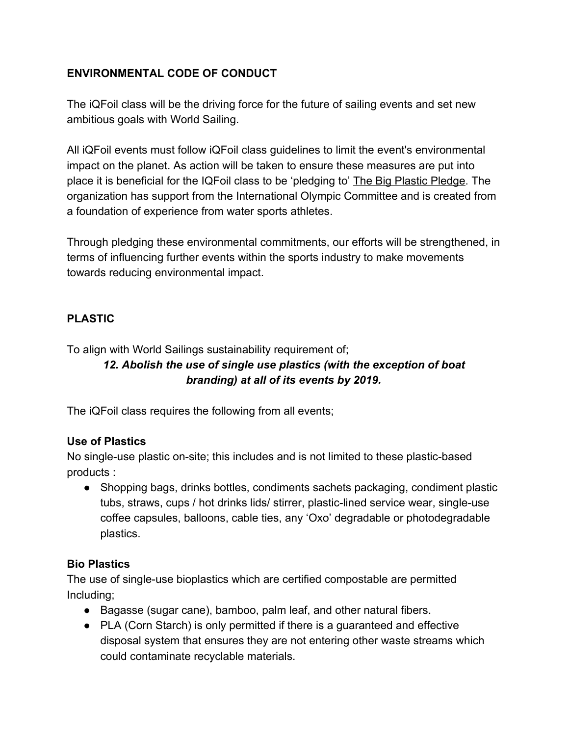**ENVIRONMENTAL CODE OF CONDUCT**

The iQFoil class will be the driving force for the future of sailing events and set new ambitious goals with World Sailing.

All iQFoil events must follow iQFoil class guidelines to limit the event's environmental impact on the planet. As action will be taken to ensure these measures are put into place it is beneficial for the IQFoil class to be 'pledging to' The Big Plastic Pledge. The organization has support from the International Olympic Committee and is created from a foundation of experience from water sports athletes.

Through pledging these environmental commitments, our efforts will be strengthened, in terms of influencing further events within the sports industry to make movements towards reducing environmental impact.

**PLASTIC**

To align with World Sailings sustainability requirement of;

***12. Abolish the use of single use plastics (with the exception of boat branding) at all of its events by 2019.***

The iQFoil class requires the following from all events;

**Use of Plastics**

No single-use plastic on-site; this includes and is not limited to these plastic-based products :

- Shopping bags, drinks bottles, condiments sachets packaging, condiment plastic tubs, straws, cups / hot drinks lids/ stirrer, plastic-lined service wear, single-use coffee capsules, balloons, cable ties, any 'Oxo' degradable or photodegradable plastics.

**Bio Plastics**

The use of single-use bioplastics which are certified compostable are permitted Including;

- Bagasse (sugar cane), bamboo, palm leaf, and other natural fibers.
- PLA (Corn Starch) is only permitted if there is a guaranteed and effective disposal system that ensures they are not entering other waste streams which could contaminate recyclable materials.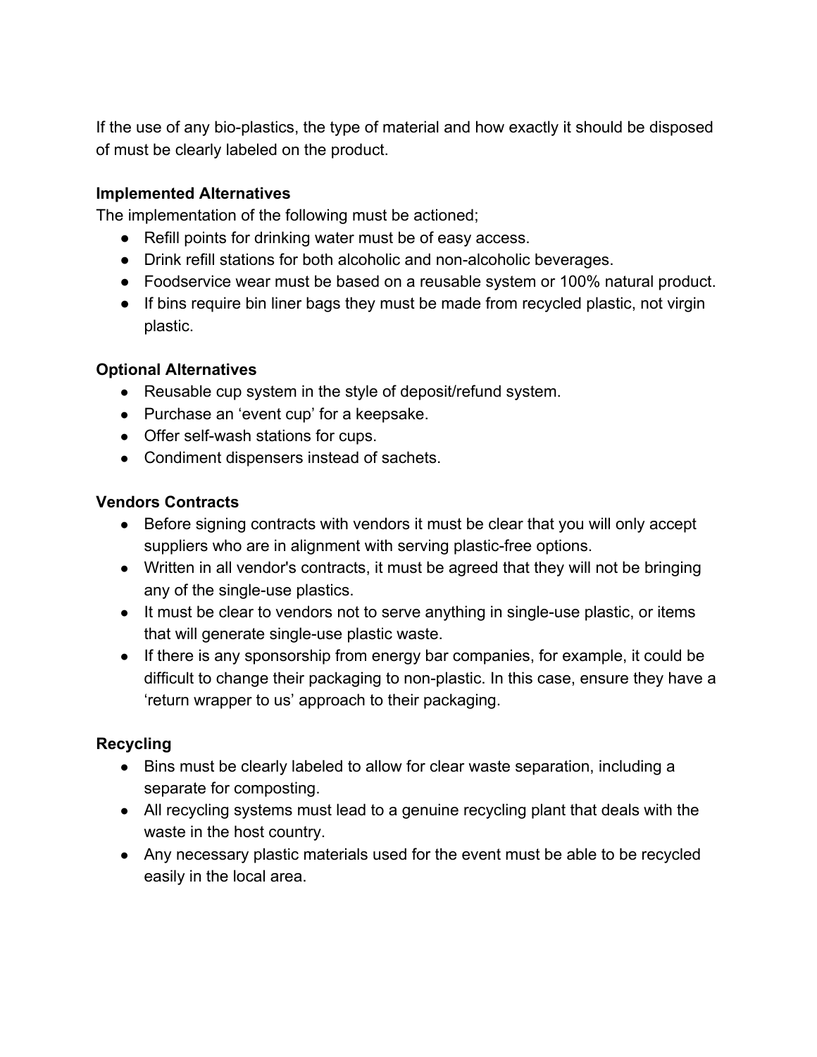If the use of any bio-plastics, the type of material and how exactly it should be disposed of must be clearly labeled on the product.

**Implemented Alternatives**

The implementation of the following must be actioned;

- Refill points for drinking water must be of easy access.
- Drink refill stations for both alcoholic and non-alcoholic beverages.
- Foodservice wear must be based on a reusable system or 100% natural product.
- If bins require bin liner bags they must be made from recycled plastic, not virgin plastic.

**Optional Alternatives**

- Reusable cup system in the style of deposit/refund system.
- Purchase an 'event cup' for a keepsake.
- Offer self-wash stations for cups.
- Condiment dispensers instead of sachets.

**Vendors Contracts**

- Before signing contracts with vendors it must be clear that you will only accept suppliers who are in alignment with serving plastic-free options.
- Written in all vendor's contracts, it must be agreed that they will not be bringing any of the single-use plastics.
- It must be clear to vendors not to serve anything in single-use plastic, or items that will generate single-use plastic waste.
- If there is any sponsorship from energy bar companies, for example, it could be difficult to change their packaging to non-plastic. In this case, ensure they have a 'return wrapper to us' approach to their packaging.

**Recycling**

- Bins must be clearly labeled to allow for clear waste separation, including a separate for composting.
- All recycling systems must lead to a genuine recycling plant that deals with the waste in the host country.
- Any necessary plastic materials used for the event must be able to be recycled easily in the local area.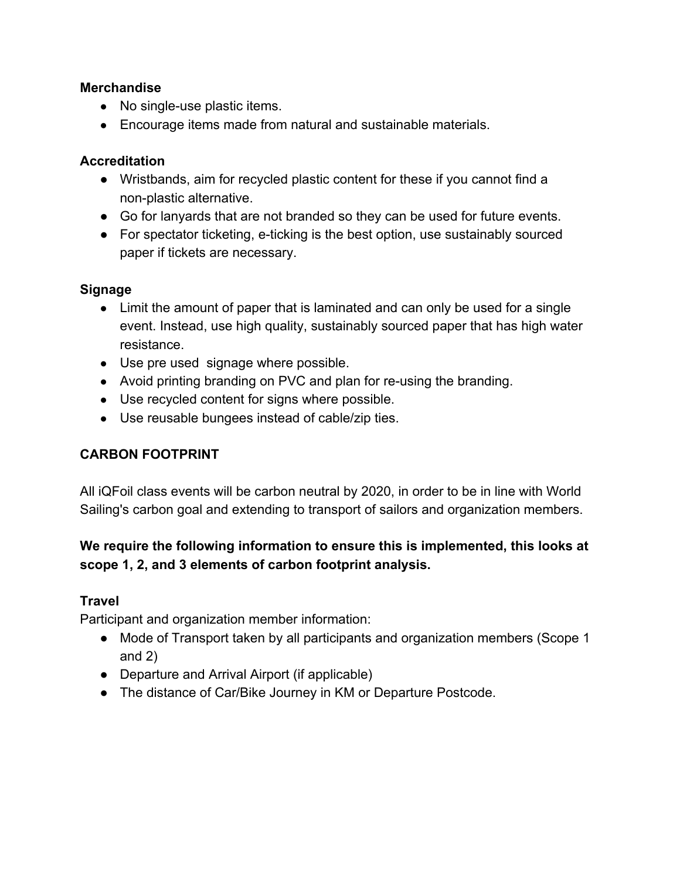**Merchandise**

- No single-use plastic items.
- Encourage items made from natural and sustainable materials.

**Accreditation**

- Wristbands, aim for recycled plastic content for these if you cannot find a non-plastic alternative.
- Go for lanyards that are not branded so they can be used for future events.
- For spectator ticketing, e-ticking is the best option, use sustainably sourced paper if tickets are necessary.

**Signage**

- Limit the amount of paper that is laminated and can only be used for a single event. Instead, use high quality, sustainably sourced paper that has high water resistance.
- Use pre used  signage where possible.
- Avoid printing branding on PVC and plan for re-using the branding.
- Use recycled content for signs where possible.
- Use reusable bungees instead of cable/zip ties.

## CARBON FOOTPRINT

All iQFoil class events will be carbon neutral by 2020, in order to be in line with World Sailing's carbon goal and extending to transport of sailors and organization members.

**We require the following information to ensure this is implemented, this looks at scope 1, 2, and 3 elements of carbon footprint analysis.**

**Travel**

Participant and organization member information:

- Mode of Transport taken by all participants and organization members (Scope 1 and 2)
- Departure and Arrival Airport (if applicable)
- The distance of Car/Bike Journey in KM or Departure Postcode.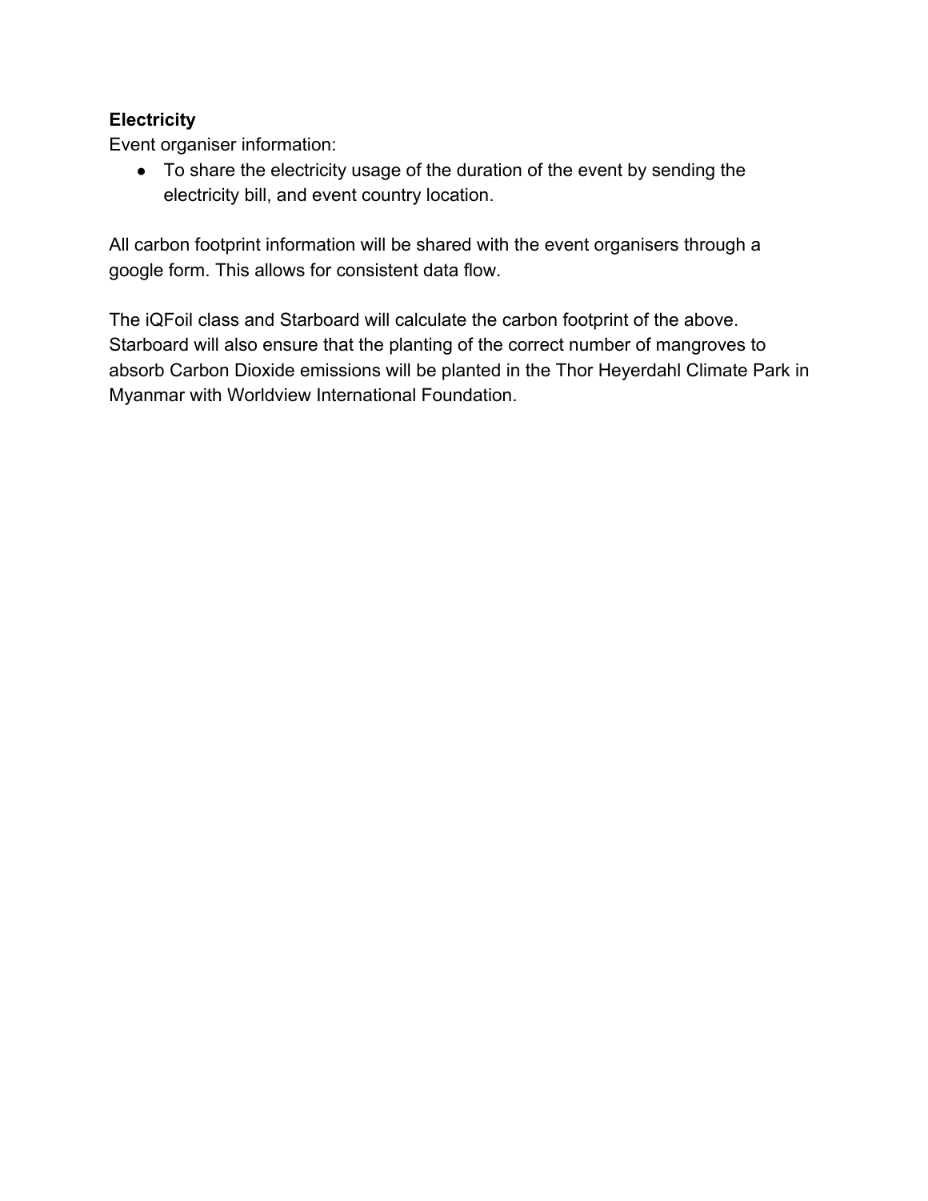**Electricity**

Event organiser information:

- To share the electricity usage of the duration of the event by sending the electricity bill, and event country location.

All carbon footprint information will be shared with the event organisers through a google form. This allows for consistent data flow.

The iQFoil class and Starboard will calculate the carbon footprint of the above. Starboard will also ensure that the planting of the correct number of mangroves to absorb Carbon Dioxide emissions will be planted in the Thor Heyerdahl Climate Park in Myanmar with Worldview International Foundation.